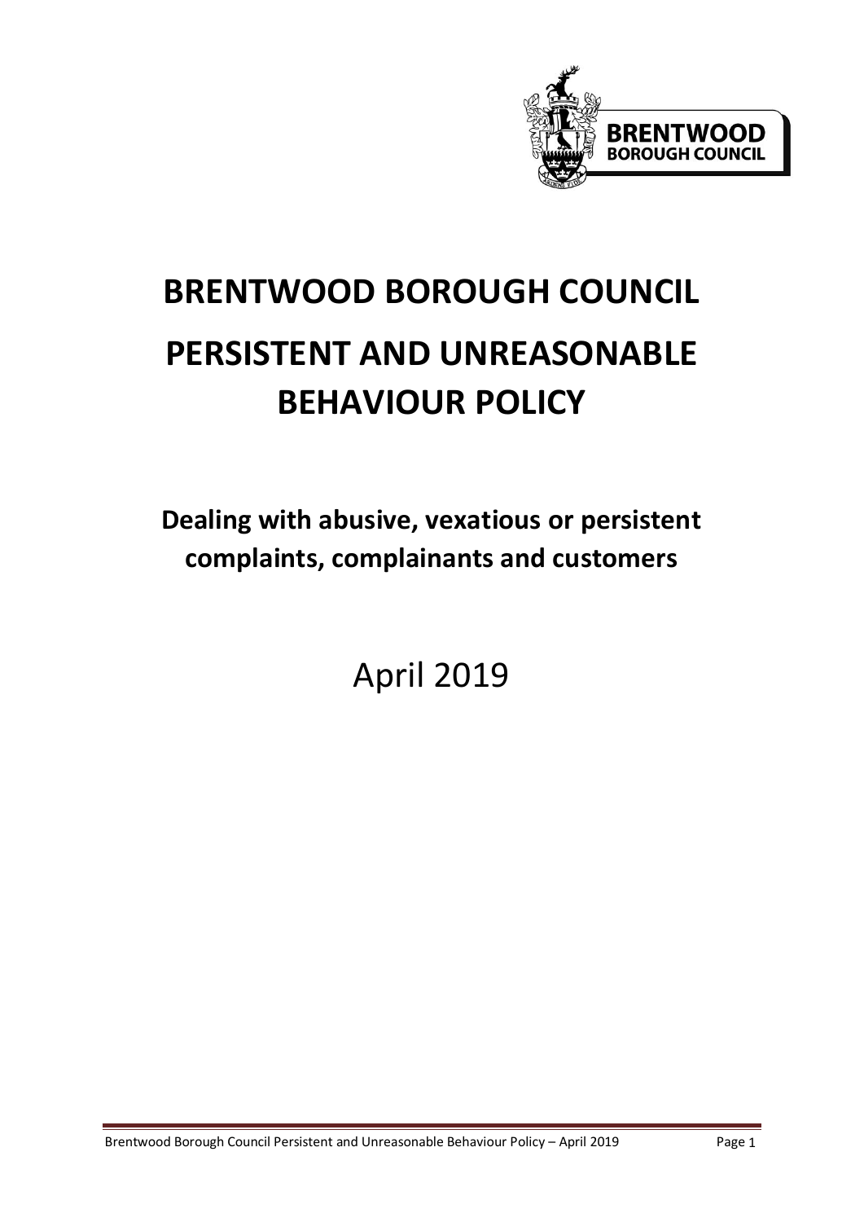# BRENTWOOD BOROUGH COUNCIL

# PERSISTENT AND UNREASONABLE BEHAVIOUR POLICY

## Dealing with abusive, vexatious or persistent complaints, complainants and customers

April 2019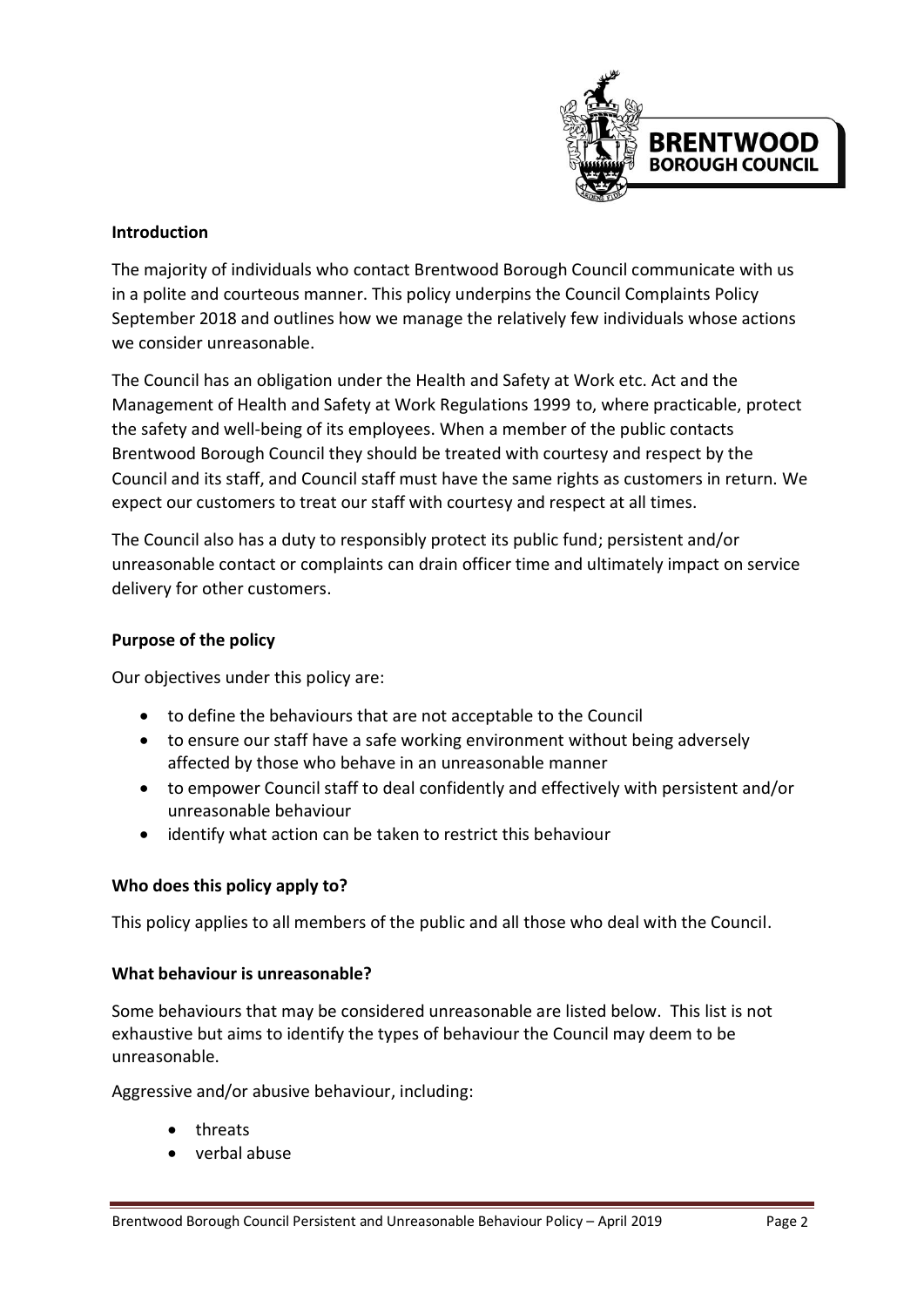### Introduction

The majority of individuals who contact Brentwood Borough Council communicate with us in a polite and courteous manner. This policy underpins the Council Complaints Policy September 2018 and outlines how we manage the relatively few individuals whose actions we consider unreasonable.

The Council has an obligation under the Health and Safety at Work etc. Act and the Management of Health and Safety at Work Regulations 1999 to, where practicable, protect the safety and well-being of its employees. When a member of the public contacts Brentwood Borough Council they should be treated with courtesy and respect by the Council and its staff, and Council staff must have the same rights as customers in return. We expect our customers to treat our staff with courtesy and respect at all times.

The Council also has a duty to responsibly protect its public fund; persistent and/or unreasonable contact or complaints can drain officer time and ultimately impact on service delivery for other customers.

### Purpose of the policy

Our objectives under this policy are:

- to define the behaviours that are not acceptable to the Council
- to ensure our staff have a safe working environment without being adversely affected by those who behave in an unreasonable manner
- to empower Council staff to deal confidently and effectively with persistent and/or unreasonable behaviour
- identify what action can be taken to restrict this behaviour

### Who does this policy apply to?

This policy applies to all members of the public and all those who deal with the Council.

### What behaviour is unreasonable?

Some behaviours that may be considered unreasonable are listed below. This list is not exhaustive but aims to identify the types of behaviour the Council may deem to be unreasonable.

Aggressive and/or abusive behaviour, including:

- threats
- verbal abuse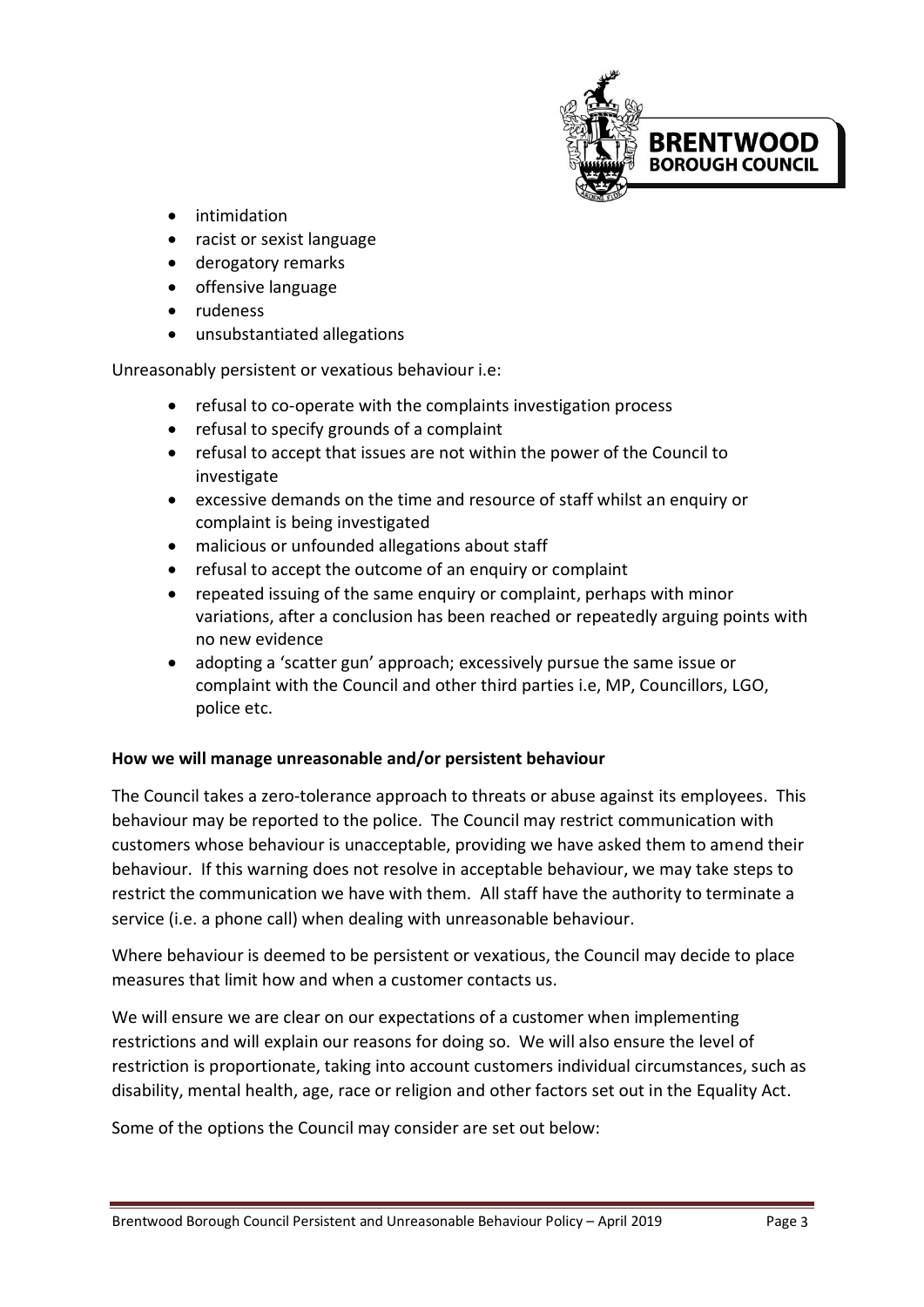- intimidation
- racist or sexist language
- derogatory remarks
- offensive language
- rudeness
- unsubstantiated allegations

Unreasonably persistent or vexatious behaviour i.e:

- refusal to co-operate with the complaints investigation process
- refusal to specify grounds of a complaint
- refusal to accept that issues are not within the power of the Council to investigate
- excessive demands on the time and resource of staff whilst an enquiry or complaint is being investigated
- malicious or unfounded allegations about staff
- refusal to accept the outcome of an enquiry or complaint
- repeated issuing of the same enquiry or complaint, perhaps with minor variations, after a conclusion has been reached or repeatedly arguing points with no new evidence
- adopting a 'scatter gun' approach; excessively pursue the same issue or complaint with the Council and other third parties i.e, MP, Councillors, LGO, police etc.

**How we will manage unreasonable and/or persistent behaviour**

The Council takes a zero-tolerance approach to threats or abuse against its employees. This behaviour may be reported to the police. The Council may restrict communication with customers whose behaviour is unacceptable, providing we have asked them to amend their behaviour. If this warning does not resolve in acceptable behaviour, we may take steps to restrict the communication we have with them. All staff have the authority to terminate a service (i.e. a phone call) when dealing with unreasonable behaviour.

Where behaviour is deemed to be persistent or vexatious, the Council may decide to place measures that limit how and when a customer contacts us.

We will ensure we are clear on our expectations of a customer when implementing restrictions and will explain our reasons for doing so. We will also ensure the level of restriction is proportionate, taking into account customers individual circumstances, such as disability, mental health, age, race or religion and other factors set out in the Equality Act.

Some of the options the Council may consider are set out below: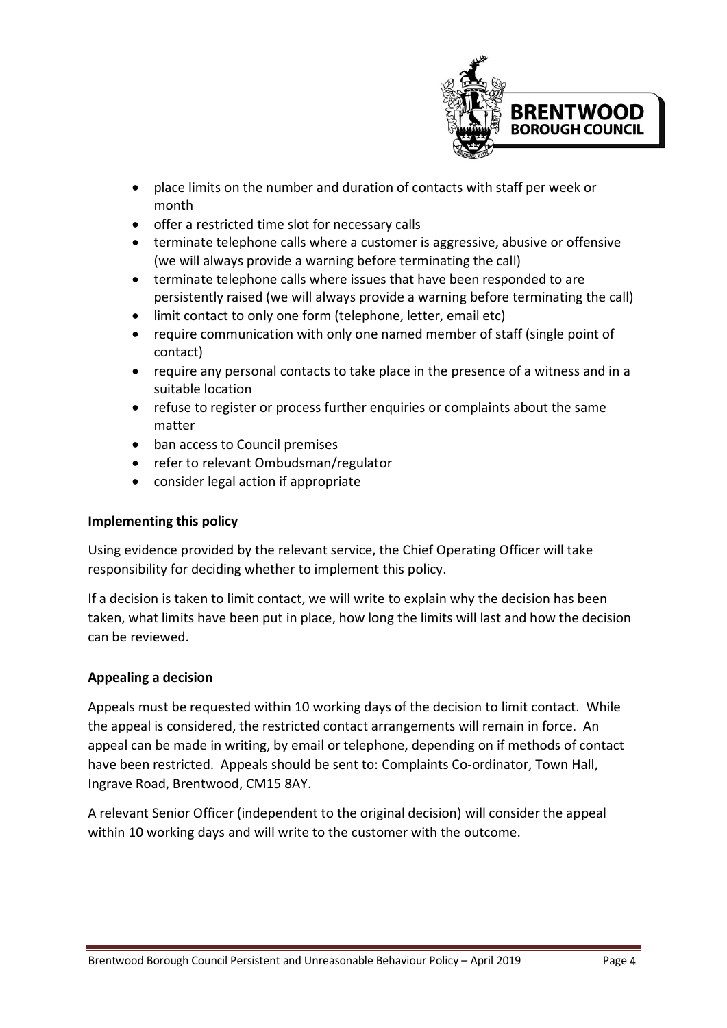- place limits on the number and duration of contacts with staff per week or month
- offer a restricted time slot for necessary calls
- terminate telephone calls where a customer is aggressive, abusive or offensive (we will always provide a warning before terminating the call)
- terminate telephone calls where issues that have been responded to are persistently raised (we will always provide a warning before terminating the call)
- limit contact to only one form (telephone, letter, email etc)
- require communication with only one named member of staff (single point of contact)
- require any personal contacts to take place in the presence of a witness and in a suitable location
- refuse to register or process further enquiries or complaints about the same matter
- ban access to Council premises
- refer to relevant Ombudsman/regulator
- consider legal action if appropriate

**Implementing this policy**

Using evidence provided by the relevant service, the Chief Operating Officer will take responsibility for deciding whether to implement this policy.

If a decision is taken to limit contact, we will write to explain why the decision has been taken, what limits have been put in place, how long the limits will last and how the decision can be reviewed.

**Appealing a decision**

Appeals must be requested within 10 working days of the decision to limit contact. While the appeal is considered, the restricted contact arrangements will remain in force. An appeal can be made in writing, by email or telephone, depending on if methods of contact have been restricted. Appeals should be sent to: Complaints Co-ordinator, Town Hall, Ingrave Road, Brentwood, CM15 8AY.

A relevant Senior Officer (independent to the original decision) will consider the appeal within 10 working days and will write to the customer with the outcome.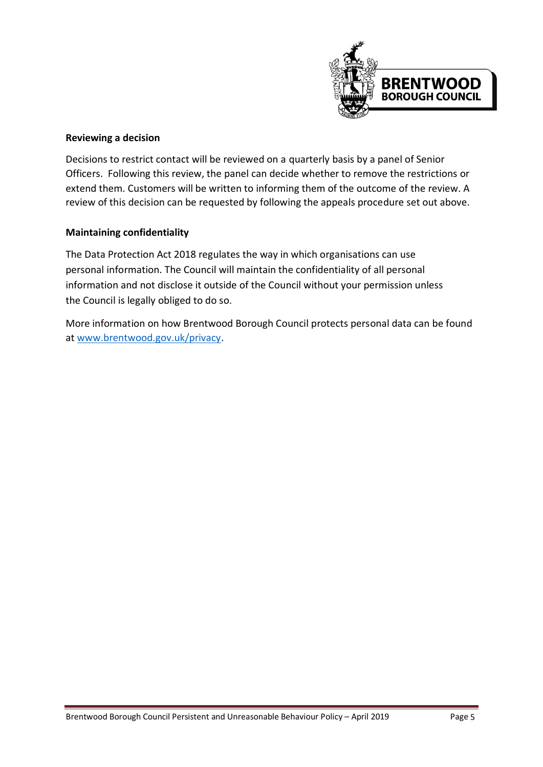## Reviewing a decision

Decisions to restrict contact will be reviewed on a quarterly basis by a panel of Senior Officers. Following this review, the panel can decide whether to remove the restrictions or extend them. Customers will be written to informing them of the outcome of the review. A review of this decision can be requested by following the appeals procedure set out above.

## Maintaining confidentiality

The Data Protection Act 2018 regulates the way in which organisations can use personal information. The Council will maintain the confidentiality of all personal information and not disclose it outside of the Council without your permission unless the Council is legally obliged to do so.

More information on how Brentwood Borough Council protects personal data can be found at [www.brentwood.gov.uk/privacy](http://www.brentwood.gov.uk/privacy).